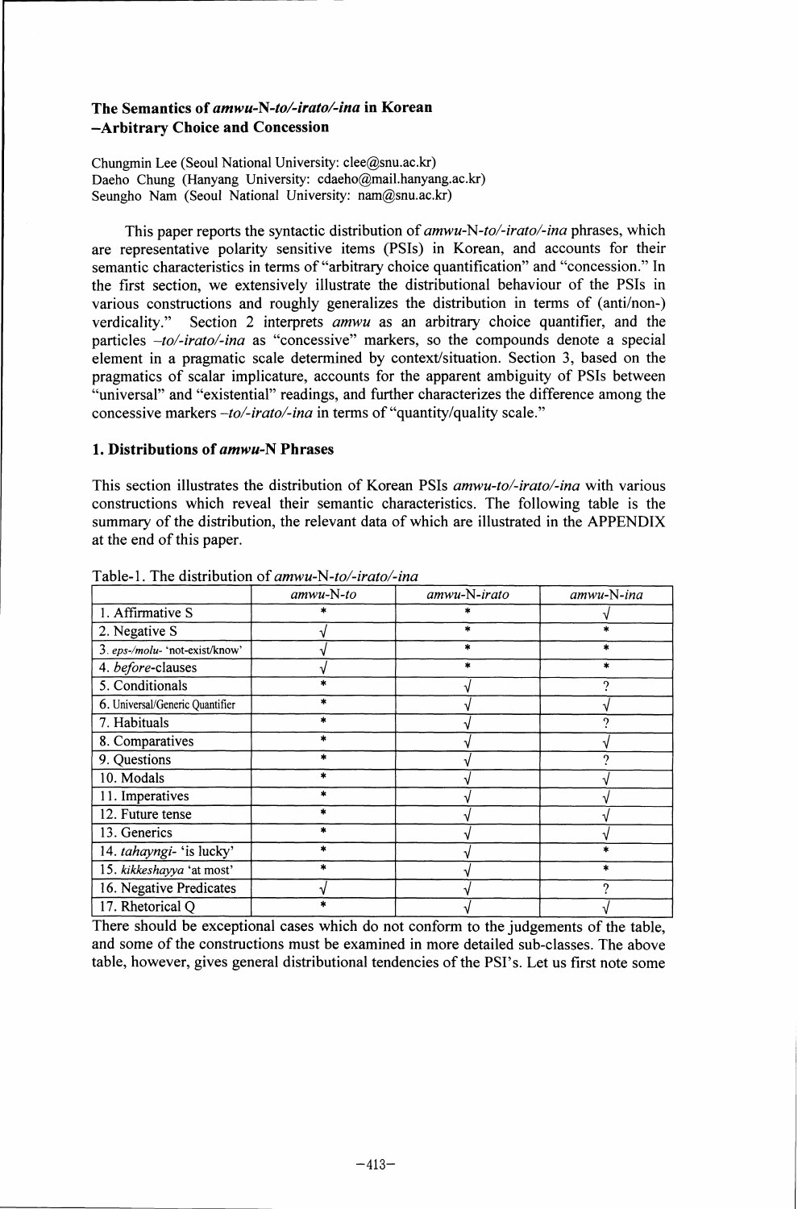## The Semantics of *amwu*-N-*to/-irato/-ina* in Korean –Arbitrary Choice and Concession

Chungmin Lee (Seoul National University: clee@snu.ac.kr)
Daeho Chung (Hanyang University: cdaeho@mail.hanyang.ac.kr)
Seungho Nam (Seoul National University: nam@snu.ac.kr)

This paper reports the syntactic distribution of *amwu*-N-*to/-irato/-ina* phrases, which are representative polarity sensitive items (PSIs) in Korean, and accounts for their semantic characteristics in terms of "arbitrary choice quantification" and "concession." In the first section, we extensively illustrate the distributional behaviour of the PSIs in various constructions and roughly generalizes the distribution in terms of (anti/non-) verdicality." Section 2 interprets *amwu* as an arbitrary choice quantifier, and the particles *–to/-irato/-ina* as "concessive" markers, so the compounds denote a special element in a pragmatic scale determined by context/situation. Section 3, based on the pragmatics of scalar implicature, accounts for the apparent ambiguity of PSIs between "universal" and "existential" readings, and further characterizes the difference among the concessive markers *–to/-irato/-ina* in terms of "quantity/quality scale."

### 1. Distributions of *amwu*-N Phrases

This section illustrates the distribution of Korean PSIs *amwu-to/-irato/-ina* with various constructions which reveal their semantic characteristics. The following table is the summary of the distribution, the relevant data of which are illustrated in the APPENDIX at the end of this paper.

Table-1. The distribution of *amwu*-N-*to/-irato/-ina*

| | *amwu*-N-*to* | *amwu*-N-*irato* | *amwu*-N-*ina* |
|---|---|---|---|
| 1. Affirmative S | * | * | √ |
| 2. Negative S | √ | * | * |
| 3. *eps-/molu-* 'not-exist/know' | √ | * | * |
| 4. *before*-clauses | √ | * | * |
| 5. Conditionals | * | √ | ? |
| 6. Universal/Generic Quantifier | * | √ | √ |
| 7. Habituals | * | √ | ? |
| 8. Comparatives | * | √ | √ |
| 9. Questions | * | √ | ? |
| 10. Modals | * | √ | √ |
| 11. Imperatives | * | √ | √ |
| 12. Future tense | * | √ | √ |
| 13. Generics | * | √ | √ |
| 14. *tahayngi-* 'is lucky' | * | √ | * |
| 15. *kikkeshayya* 'at most' | * | √ | * |
| 16. Negative Predicates | √ | √ | ? |
| 17. Rhetorical Q | * | √ | √ |

There should be exceptional cases which do not conform to the judgements of the table, and some of the constructions must be examined in more detailed sub-classes. The above table, however, gives general distributional tendencies of the PSI's. Let us first note some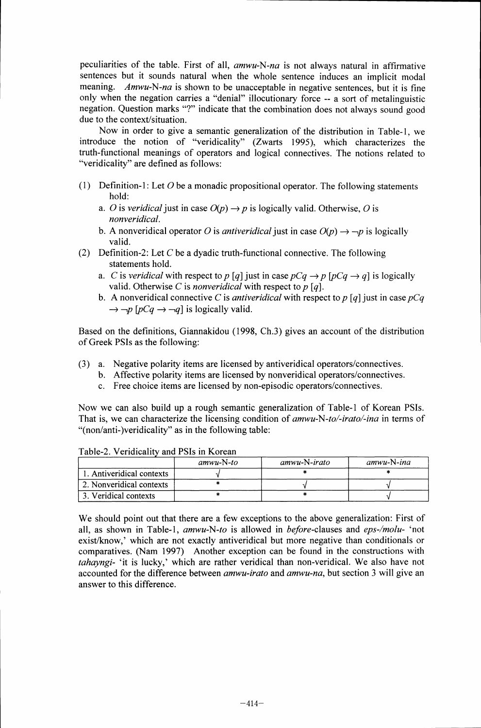peculiarities of the table. First of all, *amwu*-N-*na* is not always natural in affirmative sentences but it sounds natural when the whole sentence induces an implicit modal meaning. *Amwu*-N-*na* is shown to be unacceptable in negative sentences, but it is fine only when the negation carries a "denial" illocutionary force -- a sort of metalinguistic negation. Question marks "?" indicate that the combination does not always sound good due to the context/situation.

Now in order to give a semantic generalization of the distribution in Table-1, we introduce the notion of "veridicality" (Zwarts 1995), which characterizes the truth-functional meanings of operators and logical connectives. The notions related to "veridicality" are defined as follows:

(1) Definition-1: Let $O$ be a monadic propositional operator. The following statements hold:
   a. $O$ is *veridical* just in case $O(p) \rightarrow p$ is logically valid. Otherwise, $O$ is *nonveridical*.
   b. A nonveridical operator $O$ is *antiveridical* just in case $O(p) \rightarrow \neg p$ is logically valid.

(2) Definition-2: Let $C$ be a dyadic truth-functional connective. The following statements hold.
   a. $C$ is *veridical* with respect to $p$ [$q$] just in case $pCq \rightarrow p$ [$pCq \rightarrow q$] is logically valid. Otherwise $C$ is *nonveridical* with respect to $p$ [$q$].
   b. A nonveridical connective $C$ is *antiveridical* with respect to $p$ [$q$] just in case $pCq \rightarrow \neg p$ [$pCq \rightarrow \neg q$] is logically valid.

Based on the definitions, Giannakidou (1998, Ch.3) gives an account of the distribution of Greek PSIs as the following:

(3) a. Negative polarity items are licensed by antiveridical operators/connectives.
   b. Affective polarity items are licensed by nonveridical operators/connectives.
   c. Free choice items are licensed by non-episodic operators/connectives.

Now we can also build up a rough semantic generalization of Table-1 of Korean PSIs. That is, we can characterize the licensing condition of *amwu*-N-*to*/-*irato*/-*ina* in terms of "(non/anti-)veridicality" as in the following table:

Table-2. Veridicality and PSIs in Korean

| | *amwu*-N-*to* | *amwu*-N-*irato* | *amwu*-N-*ina* |
|---|---|---|---|
| 1. Antiveridical contexts | √ | * | * |
| 2. Nonveridical contexts | * | √ | √ |
| 3. Veridical contexts | * | * | √ |

We should point out that there are a few exceptions to the above generalization: First of all, as shown in Table-1, *amwu*-N-*to* is allowed in *before*-clauses and *eps-/molu-* 'not exist/know,' which are not exactly antiveridical but more negative than conditionals or comparatives. (Nam 1997) Another exception can be found in the constructions with *tahayngi-* 'it is lucky,' which are rather veridical than non-veridical. We also have not accounted for the difference between *amwu-irato* and *amwu-na*, but section 3 will give an answer to this difference.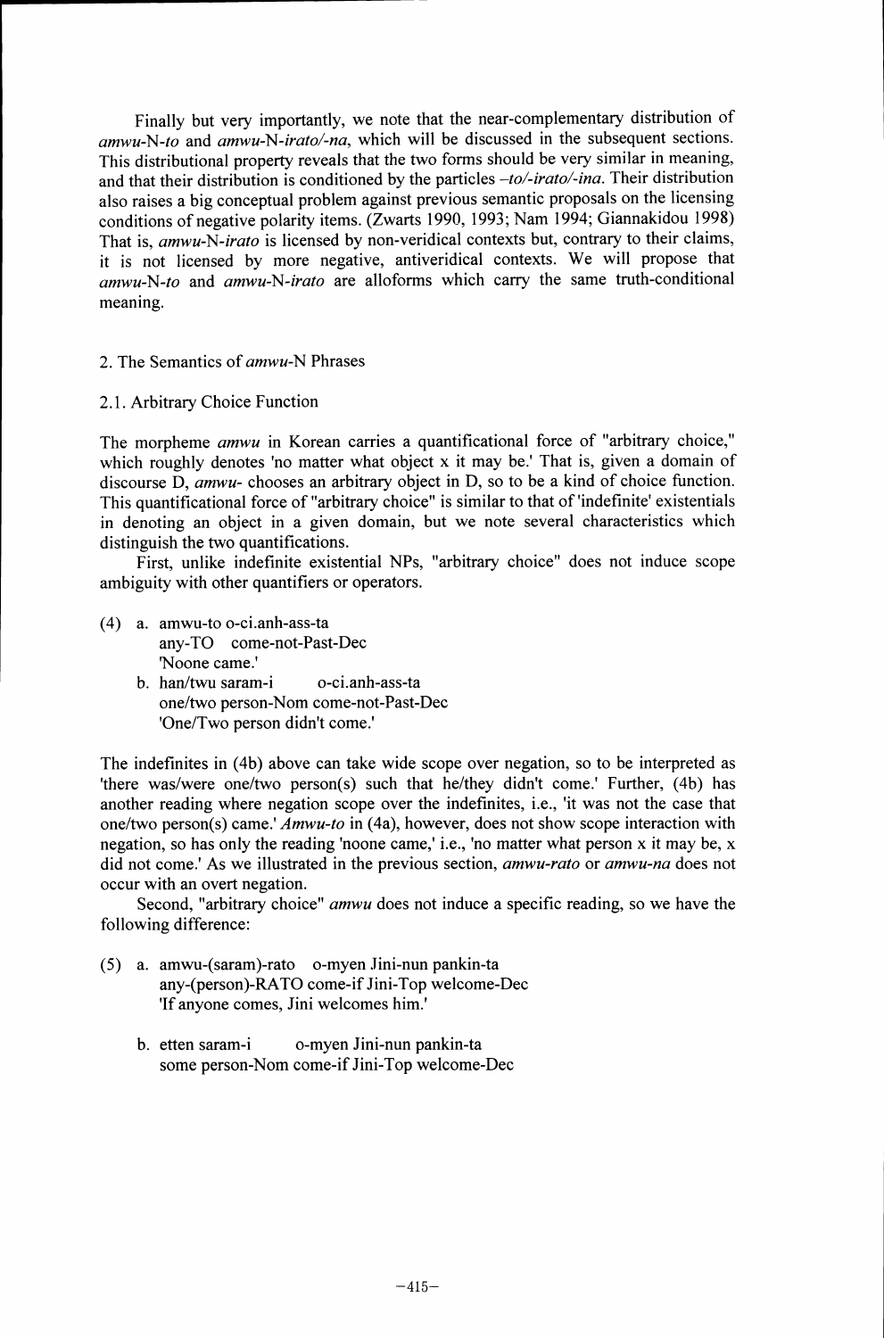Finally but very importantly, we note that the near-complementary distribution of *amwu*-N-*to* and *amwu*-N-*irato/-na*, which will be discussed in the subsequent sections. This distributional property reveals that the two forms should be very similar in meaning, and that their distribution is conditioned by the particles *–to/-irato/-ina*. Their distribution also raises a big conceptual problem against previous semantic proposals on the licensing conditions of negative polarity items. (Zwarts 1990, 1993; Nam 1994; Giannakidou 1998) That is, *amwu*-N-*irato* is licensed by non-veridical contexts but, contrary to their claims, it is not licensed by more negative, antiveridical contexts. We will propose that *amwu*-N-*to* and *amwu*-N-*irato* are alloforms which carry the same truth-conditional meaning.

## 2. The Semantics of *amwu*-N Phrases

### 2.1. Arbitrary Choice Function

The morpheme *amwu* in Korean carries a quantificational force of "arbitrary choice," which roughly denotes 'no matter what object x it may be.' That is, given a domain of discourse D, *amwu-* chooses an arbitrary object in D, so to be a kind of choice function. This quantificational force of "arbitrary choice" is similar to that of 'indefinite' existentials in denoting an object in a given domain, but we note several characteristics which distinguish the two quantifications.

First, unlike indefinite existential NPs, "arbitrary choice" does not induce scope ambiguity with other quantifiers or operators.

(4) a. amwu-to o-ci.anh-ass-ta
   any-TO come-not-Past-Dec
   'Noone came.'

   b. han/twu saram-i o-ci.anh-ass-ta
   one/two person-Nom come-not-Past-Dec
   'One/Two person didn't come.'

The indefinites in (4b) above can take wide scope over negation, so to be interpreted as 'there was/were one/two person(s) such that he/they didn't come.' Further, (4b) has another reading where negation scope over the indefinites, i.e., 'it was not the case that one/two person(s) came.' *Amwu-to* in (4a), however, does not show scope interaction with negation, so has only the reading 'noone came,' i.e., 'no matter what person x it may be, x did not come.' As we illustrated in the previous section, *amwu-rato* or *amwu-na* does not occur with an overt negation.

Second, "arbitrary choice" *amwu* does not induce a specific reading, so we have the following difference:

(5) a. amwu-(saram)-rato o-myen Jini-nun pankin-ta
   any-(person)-RATO come-if Jini-Top welcome-Dec
   'If anyone comes, Jini welcomes him.'

   b. etten saram-i o-myen Jini-nun pankin-ta
   some person-Nom come-if Jini-Top welcome-Dec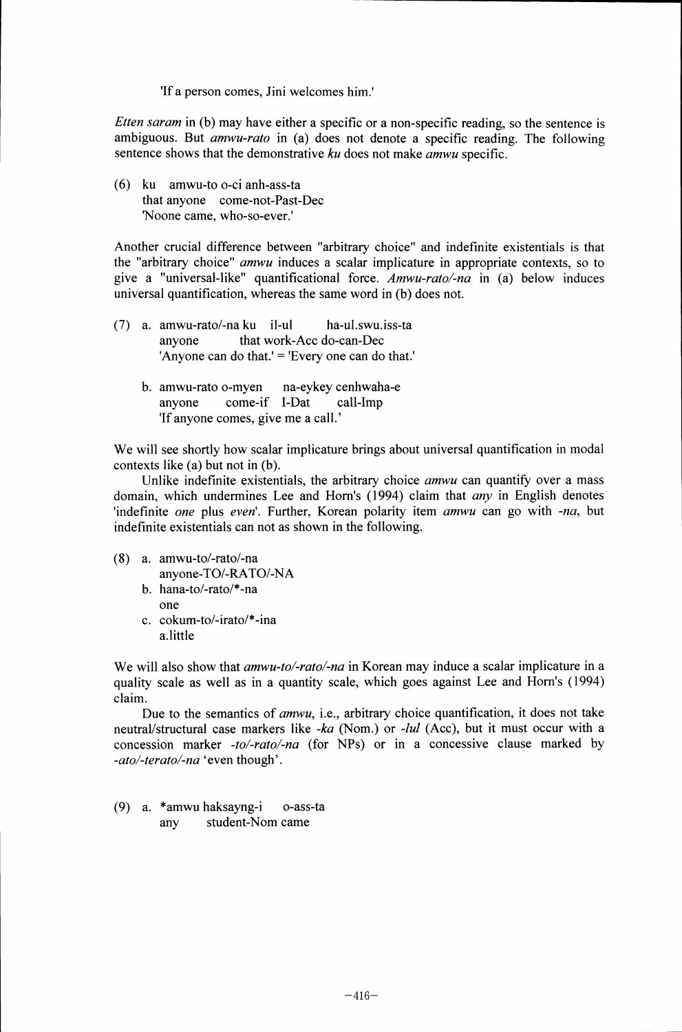'If a person comes, Jini welcomes him.'

*Etten saram* in (b) may have either a specific or a non-specific reading, so the sentence is ambiguous. But *amwu-rato* in (a) does not denote a specific reading. The following sentence shows that the demonstrative *ku* does not make *amwu* specific.

(6) ku amwu-to o-ci anh-ass-ta
 that anyone come-not-Past-Dec
 'Noone came, who-so-ever.'

Another crucial difference between "arbitrary choice" and indefinite existentials is that the "arbitrary choice" *amwu* induces a scalar implicature in appropriate contexts, so to give a "universal-like" quantificational force. *Amwu-rato/-na* in (a) below induces universal quantification, whereas the same word in (b) does not.

(7) a. amwu-rato/-na ku il-ul ha-ul.swu.iss-ta
 anyone that work-Acc do-can-Dec
 'Anyone can do that.' = 'Every one can do that.'

 b. amwu-rato o-myen na-eykey cenhwaha-e
 anyone come-if I-Dat call-Imp
 'If anyone comes, give me a call.'

We will see shortly how scalar implicature brings about universal quantification in modal contexts like (a) but not in (b).

Unlike indefinite existentials, the arbitrary choice *amwu* can quantify over a mass domain, which undermines Lee and Horn's (1994) claim that *any* in English denotes 'indefinite *one* plus *even*'. Further, Korean polarity item *amwu* can go with *-na*, but indefinite existentials can not as shown in the following.

(8) a. amwu-to/-rato/-na
 anyone-TO/-RATO/-NA
 b. hana-to/-rato/*-na
 one
 c. cokum-to/-irato/*-ina
 a.little

We will also show that *amwu-to/-rato/-na* in Korean may induce a scalar implicature in a quality scale as well as in a quantity scale, which goes against Lee and Horn's (1994) claim.

Due to the semantics of *amwu*, i.e., arbitrary choice quantification, it does not take neutral/structural case markers like *-ka* (Nom.) or *-lul* (Acc), but it must occur with a concession marker *-to/-rato/-na* (for NPs) or in a concessive clause marked by *-ato/-terato/-na* 'even though'.

(9) a. *amwu haksayng-i o-ass-ta
 any student-Nom came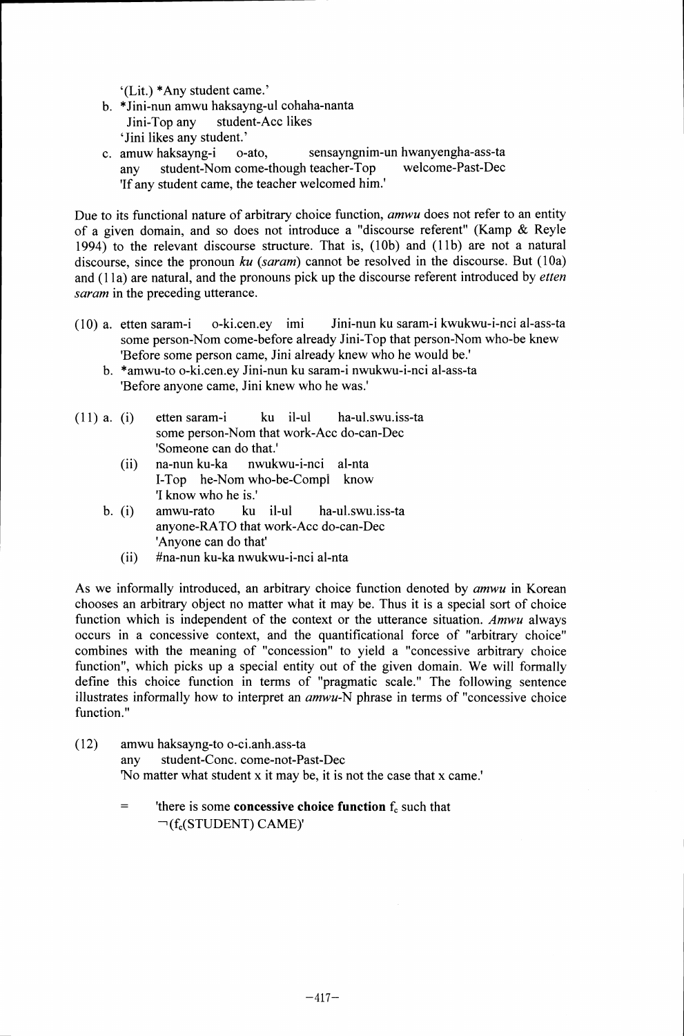'(Lit.) *Any student came.'

b. *Jini-nun amwu haksayng-ul cohaha-nanta
   Jini-Top any student-Acc likes
   'Jini likes any student.'

c. amuw haksayng-i o-ato, sensayngnim-un hwanyengha-ass-ta
   any student-Nom come-though teacher-Top welcome-Past-Dec
   'If any student came, the teacher welcomed him.'

Due to its functional nature of arbitrary choice function, *amwu* does not refer to an entity of a given domain, and so does not introduce a "discourse referent" (Kamp & Reyle 1994) to the relevant discourse structure. That is, (10b) and (11b) are not a natural discourse, since the pronoun *ku* (*saram*) cannot be resolved in the discourse. But (10a) and (11a) are natural, and the pronouns pick up the discourse referent introduced by *etten saram* in the preceding utterance.

(10) a. etten saram-i o-ki.cen.ey imi Jini-nun ku saram-i kwukwu-i-nci al-ass-ta
   some person-Nom come-before already Jini-Top that person-Nom who-be knew
   'Before some person came, Jini already knew who he would be.'

b. *amwu-to o-ki.cen.ey Jini-nun ku saram-i nwukwu-i-nci al-ass-ta
   'Before anyone came, Jini knew who he was.'

(11) a. (i) etten saram-i ku il-ul ha-ul.swu.iss-ta
   some person-Nom that work-Acc do-can-Dec
   'Someone can do that.'

(ii) na-nun ku-ka nwukwu-i-nci al-nta
   I-Top he-Nom who-be-Compl know
   'I know who he is.'

b. (i) amwu-rato ku il-ul ha-ul.swu.iss-ta
   anyone-RATO that work-Acc do-can-Dec
   'Anyone can do that'

(ii) #na-nun ku-ka nwukwu-i-nci al-nta

As we informally introduced, an arbitrary choice function denoted by *amwu* in Korean chooses an arbitrary object no matter what it may be. Thus it is a special sort of choice function which is independent of the context or the utterance situation. *Amwu* always occurs in a concessive context, and the quantificational force of "arbitrary choice" combines with the meaning of "concession" to yield a "concessive arbitrary choice function", which picks up a special entity out of the given domain. We will formally define this choice function in terms of "pragmatic scale." The following sentence illustrates informally how to interpret an *amwu*-N phrase in terms of "concessive choice function."

(12) amwu haksayng-to o-ci.anh.ass-ta
   any student-Conc. come-not-Past-Dec
   'No matter what student x it may be, it is not the case that x came.'

   = 'there is some **concessive choice function** $f_c$ such that $\neg(f_c(\text{STUDENT})\ \text{CAME})$'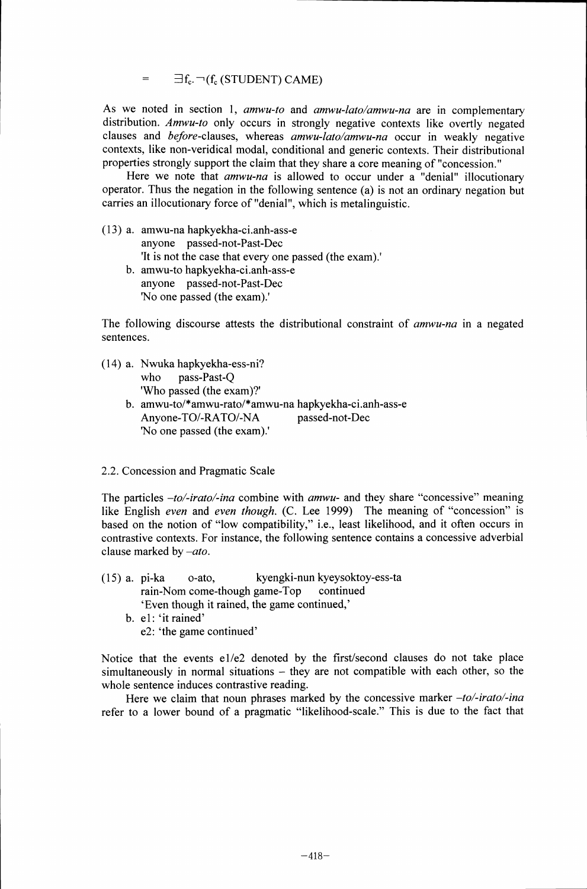$= \quad \exists f_c. \neg(f_c \text{ (STUDENT) CAME})$

As we noted in section 1, *amwu-to* and *amwu-lato/amwu-na* are in complementary distribution. *Amwu-to* only occurs in strongly negative contexts like overtly negated clauses and *before*-clauses, whereas *amwu-lato/amwu-na* occur in weakly negative contexts, like non-veridical modal, conditional and generic contexts. Their distributional properties strongly support the claim that they share a core meaning of "concession."

Here we note that *amwu-na* is allowed to occur under a "denial" illocutionary operator. Thus the negation in the following sentence (a) is not an ordinary negation but carries an illocutionary force of "denial", which is metalinguistic.

(13) a. amwu-na hapkyekha-ci.anh-ass-e
        anyone passed-not-Past-Dec
        'It is not the case that every one passed (the exam).'
     b. amwu-to hapkyekha-ci.anh-ass-e
        anyone passed-not-Past-Dec
        'No one passed (the exam).'

The following discourse attests the distributional constraint of *amwu-na* in a negated sentences.

(14) a. Nwuka hapkyekha-ess-ni?
        who pass-Past-Q
        'Who passed (the exam)?'
     b. amwu-to/*amwu-rato/*amwu-na hapkyekha-ci.anh-ass-e
        Anyone-TO/-RATO/-NA passed-not-Dec
        'No one passed (the exam).'

## 2.2. Concession and Pragmatic Scale

The particles *–to/-irato/-ina* combine with *amwu-* and they share "concessive" meaning like English *even* and *even though*. (C. Lee 1999) The meaning of "concession" is based on the notion of "low compatibility," i.e., least likelihood, and it often occurs in contrastive contexts. For instance, the following sentence contains a concessive adverbial clause marked by *–ato*.

(15) a. pi-ka o-ato, kyengki-nun kyeysoktoy-ess-ta
        rain-Nom come-though game-Top continued
        'Even though it rained, the game continued,'
     b. e1: 'it rained'
        e2: 'the game continued'

Notice that the events e1/e2 denoted by the first/second clauses do not take place simultaneously in normal situations – they are not compatible with each other, so the whole sentence induces contrastive reading.

Here we claim that noun phrases marked by the concessive marker *–to/-irato/-ina* refer to a lower bound of a pragmatic "likelihood-scale." This is due to the fact that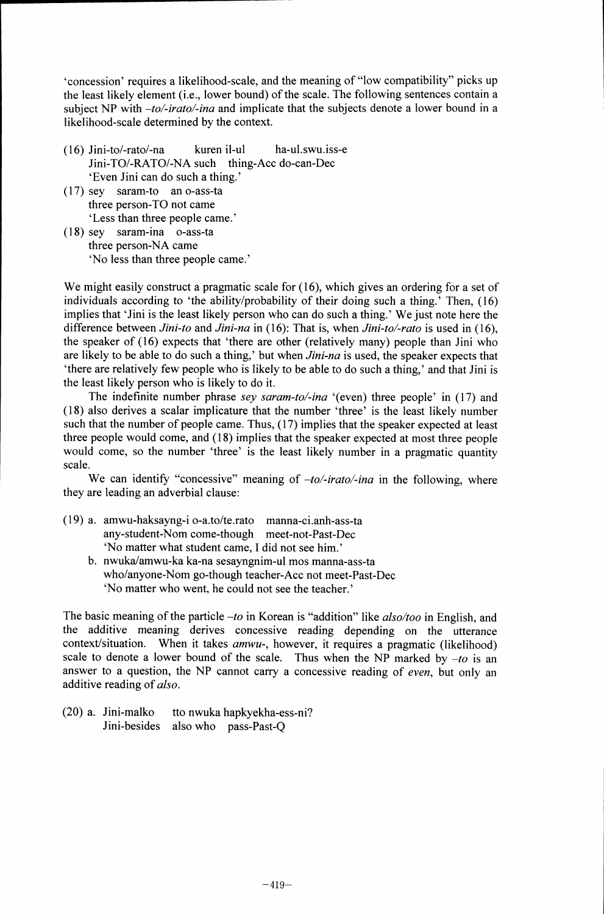'concession' requires a likelihood-scale, and the meaning of "low compatibility" picks up the least likely element (i.e., lower bound) of the scale. The following sentences contain a subject NP with *–to/-irato/-ina* and implicate that the subjects denote a lower bound in a likelihood-scale determined by the context.

(16) Jini-to/-rato/-na    kuren il-ul    ha-ul.swu.iss-e
     Jini-TO/-RATO/-NA such  thing-Acc do-can-Dec
     'Even Jini can do such a thing.'

(17) sey  saram-to  an o-ass-ta
     three person-TO not came
     'Less than three people came.'

(18) sey  saram-ina  o-ass-ta
     three person-NA came
     'No less than three people came.'

We might easily construct a pragmatic scale for (16), which gives an ordering for a set of individuals according to 'the ability/probability of their doing such a thing.' Then, (16) implies that 'Jini is the least likely person who can do such a thing.' We just note here the difference between *Jini-to* and *Jini-na* in (16): That is, when *Jini-to/-rato* is used in (16), the speaker of (16) expects that 'there are other (relatively many) people than Jini who are likely to be able to do such a thing,' but when *Jini-na* is used, the speaker expects that 'there are relatively few people who is likely to be able to do such a thing,' and that Jini is the least likely person who is likely to do it.

The indefinite number phrase *sey saram-to/-ina* '(even) three people' in (17) and (18) also derives a scalar implicature that the number 'three' is the least likely number such that the number of people came. Thus, (17) implies that the speaker expected at least three people would come, and (18) implies that the speaker expected at most three people would come, so the number 'three' is the least likely number in a pragmatic quantity scale.

We can identify "concessive" meaning of *–to/-irato/-ina* in the following, where they are leading an adverbial clause:

(19) a. amwu-haksayng-i o-a.to/te.rato  manna-ci.anh-ass-ta
        any-student-Nom come-though  meet-not-Past-Dec
        'No matter what student came, I did not see him.'

     b. nwuka/amwu-ka ka-na sesayngnim-ul mos manna-ass-ta
        who/anyone-Nom go-though teacher-Acc not meet-Past-Dec
        'No matter who went, he could not see the teacher.'

The basic meaning of the particle *–to* in Korean is "addition" like *also/too* in English, and the additive meaning derives concessive reading depending on the utterance context/situation. When it takes *amwu-*, however, it requires a pragmatic (likelihood) scale to denote a lower bound of the scale. Thus when the NP marked by *–to* is an answer to a question, the NP cannot carry a concessive reading of *even*, but only an additive reading of *also*.

(20) a. Jini-malko   tto nwuka hapkyekha-ess-ni?
        Jini-besides  also who  pass-Past-Q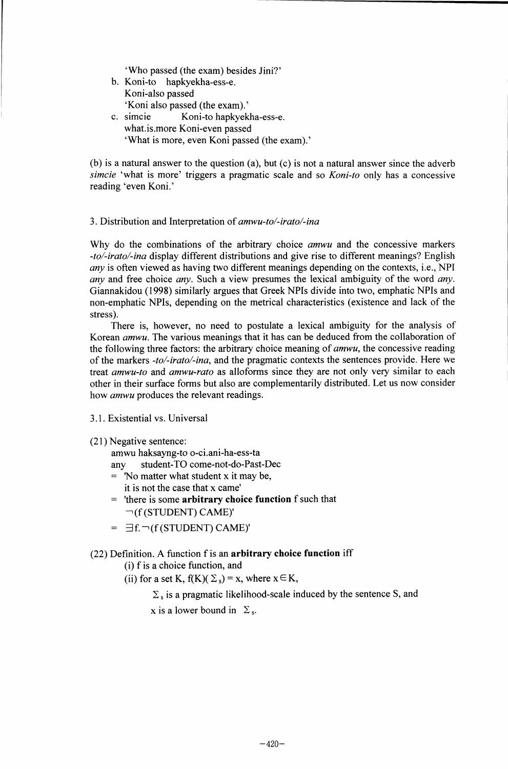'Who passed (the exam) besides Jini?'

b. Koni-to hapkyekha-ess-e.
   Koni-also passed
   'Koni also passed (the exam).'

c. simcie Koni-to hapkyekha-ess-e.
   what.is.more Koni-even passed
   'What is more, even Koni passed (the exam).'

(b) is a natural answer to the question (a), but (c) is not a natural answer since the adverb *simcie* 'what is more' triggers a pragmatic scale and so *Koni-to* only has a concessive reading 'even Koni.'

## 3. Distribution and Interpretation of *amwu-to/-irato/-ina*

Why do the combinations of the arbitrary choice *amwu* and the concessive markers *-to/-irato/-ina* display different distributions and give rise to different meanings? English *any* is often viewed as having two different meanings depending on the contexts, i.e., NPI *any* and free choice *any*. Such a view presumes the lexical ambiguity of the word *any*. Giannakidou (1998) similarly argues that Greek NPIs divide into two, emphatic NPIs and non-emphatic NPIs, depending on the metrical characteristics (existence and lack of the stress).

There is, however, no need to postulate a lexical ambiguity for the analysis of Korean *amwu*. The various meanings that it has can be deduced from the collaboration of the following three factors: the arbitrary choice meaning of *amwu*, the concessive reading of the markers *-to/-irato/-ina*, and the pragmatic contexts the sentences provide. Here we treat *amwu-to* and *amwu-rato* as alloforms since they are not only very similar to each other in their surface forms but also are complementarily distributed. Let us now consider how *amwu* produces the relevant readings.

### 3.1. Existential vs. Universal

(21) Negative sentence:
   amwu haksayng-to o-ci.ani-ha-ess-ta
   any student-TO come-not-do-Past-Dec
   = 'No matter what student x it may be, it is not the case that x came'
   = 'there is some **arbitrary choice function** f such that $\neg$(f (STUDENT) CAME)'
   = $\exists$f.$\neg$(f (STUDENT) CAME)'

(22) Definition. A function f is an **arbitrary choice function** iff
   (i) f is a choice function, and
   (ii) for a set K, $f(K)(\Sigma_s) = x$, where $x \in K$,
      $\Sigma_s$ is a pragmatic likelihood-scale induced by the sentence S, and
      x is a lower bound in $\Sigma_s$.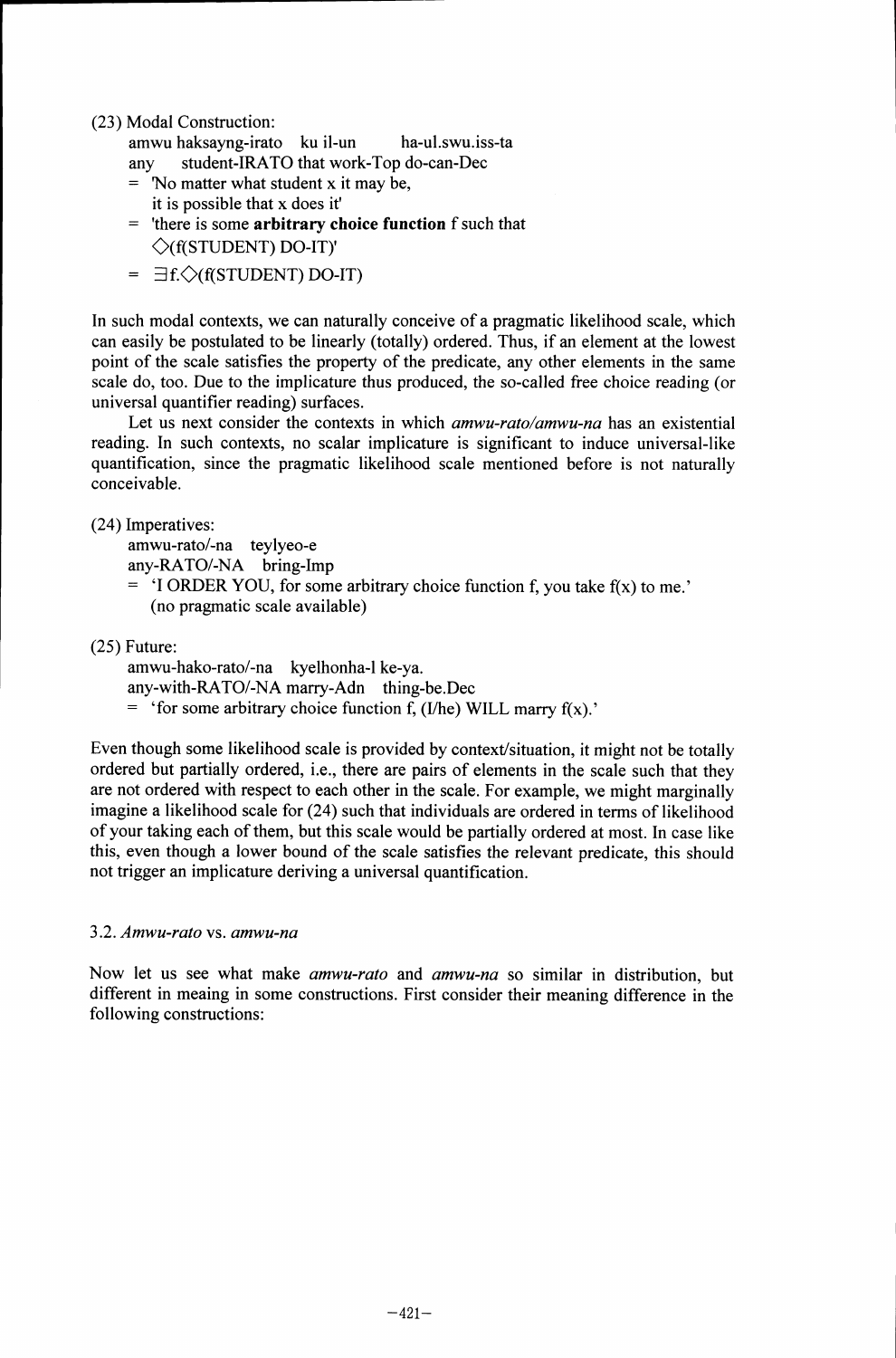(23) Modal Construction:

amwu haksayng-irato ku il-un ha-ul.swu.iss-ta
any student-IRATO that work-Top do-can-Dec

= 'No matter what student x it may be,
it is possible that x does it'

= 'there is some **arbitrary choice function** f such that
$\Diamond$(f(STUDENT) DO-IT)'

= $\exists$f.$\Diamond$(f(STUDENT) DO-IT)

In such modal contexts, we can naturally conceive of a pragmatic likelihood scale, which can easily be postulated to be linearly (totally) ordered. Thus, if an element at the lowest point of the scale satisfies the property of the predicate, any other elements in the same scale do, too. Due to the implicature thus produced, the so-called free choice reading (or universal quantifier reading) surfaces.

Let us next consider the contexts in which *amwu-rato/amwu-na* has an existential reading. In such contexts, no scalar implicature is significant to induce universal-like quantification, since the pragmatic likelihood scale mentioned before is not naturally conceivable.

(24) Imperatives:

amwu-rato/-na teylyeo-e
any-RATO/-NA bring-Imp

= 'I ORDER YOU, for some arbitrary choice function f, you take f(x) to me.'
(no pragmatic scale available)

(25) Future:

amwu-hako-rato/-na kyelhonha-l ke-ya.
any-with-RATO/-NA marry-Adn thing-be.Dec

= 'for some arbitrary choice function f, (I/he) WILL marry f(x).'

Even though some likelihood scale is provided by context/situation, it might not be totally ordered but partially ordered, i.e., there are pairs of elements in the scale such that they are not ordered with respect to each other in the scale. For example, we might marginally imagine a likelihood scale for (24) such that individuals are ordered in terms of likelihood of your taking each of them, but this scale would be partially ordered at most. In case like this, even though a lower bound of the scale satisfies the relevant predicate, this should not trigger an implicature deriving a universal quantification.

### 3.2. *Amwu-rato* vs. *amwu-na*

Now let us see what make *amwu-rato* and *amwu-na* so similar in distribution, but different in meiang in some constructions. First consider their meaning difference in the following constructions: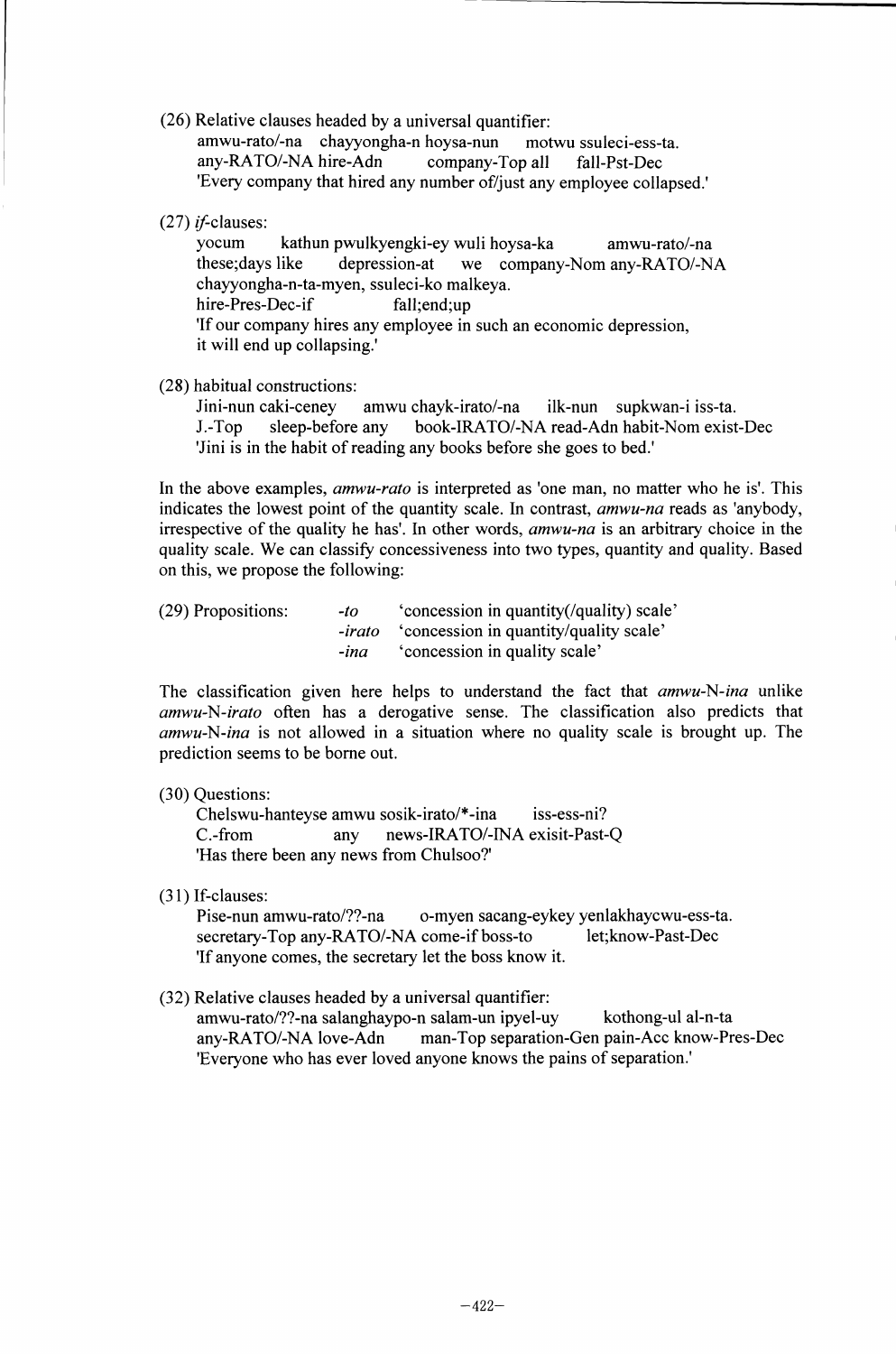(26) Relative clauses headed by a universal quantifier:

amwu-rato/-na chayyongha-n hoysa-nun motwu ssuleci-ess-ta.
any-RATO/-NA hire-Adn company-Top all fall-Pst-Dec
'Every company that hired any number of/just any employee collapsed.'

(27) *if*-clauses:

yocum kathun pwulkyengki-ey wuli hoysa-ka amwu-rato/-na
these;days like depression-at we company-Nom any-RATO/-NA
chayyongha-n-ta-myen, ssuleci-ko malkeya.
hire-Pres-Dec-if fall;end;up
'If our company hires any employee in such an economic depression, it will end up collapsing.'

(28) habitual constructions:

Jini-nun caki-ceney amwu chayk-irato/-na ilk-nun supkwan-i iss-ta.
J.-Top sleep-before any book-IRATO/-NA read-Adn habit-Nom exist-Dec
'Jini is in the habit of reading any books before she goes to bed.'

In the above examples, *amwu-rato* is interpreted as 'one man, no matter who he is'. This indicates the lowest point of the quantity scale. In contrast, *amwu-na* reads as 'anybody, irrespective of the quality he has'. In other words, *amwu-na* is an arbitrary choice in the quality scale. We can classify concessiveness into two types, quantity and quality. Based on this, we propose the following:

(29) Propositions:
- *-to* 'concession in quantity(/quality) scale'
- *-irato* 'concession in quantity/quality scale'
- *-ina* 'concession in quality scale'

The classification given here helps to understand the fact that *amwu*-N-*ina* unlike *amwu*-N-*irato* often has a derogative sense. The classification also predicts that *amwu*-N-*ina* is not allowed in a situation where no quality scale is brought up. The prediction seems to be borne out.

(30) Questions:

Chelswu-hanteyse amwu sosik-irato/*-ina iss-ess-ni?
C.-from any news-IRATO/-INA exisit-Past-Q
'Has there been any news from Chulsoo?'

(31) If-clauses:

Pise-nun amwu-rato/??-na o-myen sacang-eykey yenlakhaycwu-ess-ta.
secretary-Top any-RATO/-NA come-if boss-to let;know-Past-Dec
'If anyone comes, the secretary let the boss know it.

(32) Relative clauses headed by a universal quantifier:

amwu-rato/??-na salanghaypo-n salam-un ipyel-uy kothong-ul al-n-ta
any-RATO/-NA love-Adn man-Top separation-Gen pain-Acc know-Pres-Dec
'Everyone who has ever loved anyone knows the pains of separation.'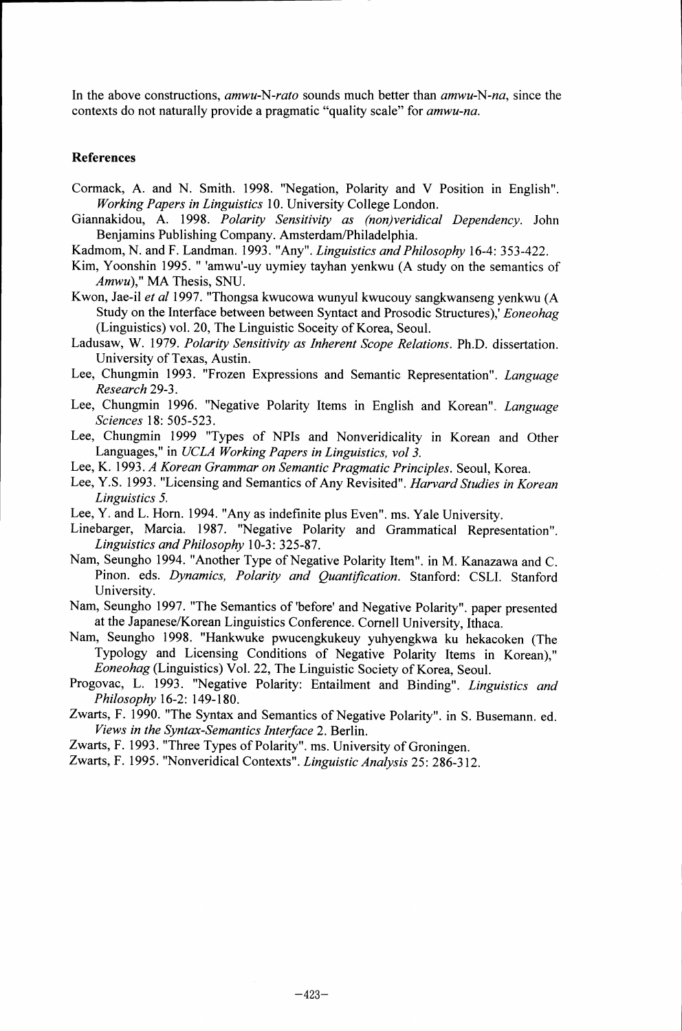In the above constructions, *amwu*-N-*rato* sounds much better than *amwu*-N-*na*, since the contexts do not naturally provide a pragmatic "quality scale" for *amwu-na*.

## References

Cormack, A. and N. Smith. 1998. "Negation, Polarity and V Position in English". *Working Papers in Linguistics* 10. University College London.

Giannakidou, A. 1998. *Polarity Sensitivity as (non)veridical Dependency*. John Benjamins Publishing Company. Amsterdam/Philadelphia.

Kadmom, N. and F. Landman. 1993. "Any". *Linguistics and Philosophy* 16-4: 353-422.

Kim, Yoonshin 1995. " 'amwu'-uy uymiey tayhan yenkwu (A study on the semantics of *Amwu*)," MA Thesis, SNU.

Kwon, Jae-il *et al* 1997. "Thongsa kwucowa wunyul kwucouy sangkwanseng yenkwu (A Study on the Interface between between Syntact and Prosodic Structures),' *Eoneohag* (Linguistics) vol. 20, The Linguistic Soceity of Korea, Seoul.

Ladusaw, W. 1979. *Polarity Sensitivity as Inherent Scope Relations*. Ph.D. dissertation. University of Texas, Austin.

Lee, Chungmin 1993. "Frozen Expressions and Semantic Representation". *Language Research* 29-3.

Lee, Chungmin 1996. "Negative Polarity Items in English and Korean". *Language Sciences* 18: 505-523.

Lee, Chungmin 1999 "Types of NPIs and Nonveridicality in Korean and Other Languages," in *UCLA Working Papers in Linguistics, vol 3.*

Lee, K. 1993. *A Korean Grammar on Semantic Pragmatic Principles*. Seoul, Korea.

Lee, Y.S. 1993. "Licensing and Semantics of Any Revisited". *Harvard Studies in Korean Linguistics 5.*

Lee, Y. and L. Horn. 1994. "Any as indefinite plus Even". ms. Yale University.

Linebarger, Marcia. 1987. "Negative Polarity and Grammatical Representation". *Linguistics and Philosophy* 10-3: 325-87.

Nam, Seungho 1994. "Another Type of Negative Polarity Item". in M. Kanazawa and C. Pinon. eds. *Dynamics, Polarity and Quantification*. Stanford: CSLI. Stanford University.

Nam, Seungho 1997. "The Semantics of 'before' and Negative Polarity". paper presented at the Japanese/Korean Linguistics Conference. Cornell University, Ithaca.

Nam, Seungho 1998. "Hankwuke pwucengkukeuy yuhyengkwa ku hekacoken (The Typology and Licensing Conditions of Negative Polarity Items in Korean)," *Eoneohag* (Linguistics) Vol. 22, The Linguistic Society of Korea, Seoul.

Progovac, L. 1993. "Negative Polarity: Entailment and Binding". *Linguistics and Philosophy* 16-2: 149-180.

Zwarts, F. 1990. "The Syntax and Semantics of Negative Polarity". in S. Busemann. ed. *Views in the Syntax-Semantics Interface* 2. Berlin.

Zwarts, F. 1993. "Three Types of Polarity". ms. University of Groningen.

Zwarts, F. 1995. "Nonveridical Contexts". *Linguistic Analysis* 25: 286-312.